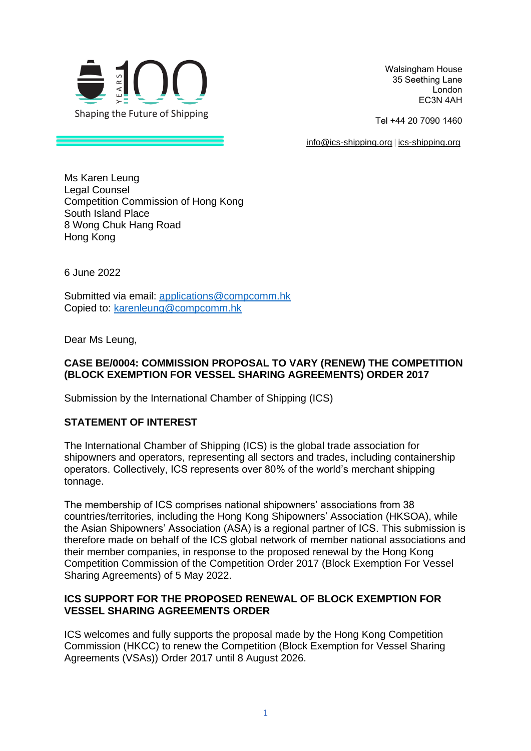100 YEARS

Shaping the Future of Shipping

Walsingham House
35 Seething Lane
London
EC3N 4AH

Tel +44 20 7090 1460

info@ics-shipping.org | ics-shipping.org

Ms Karen Leung
Legal Counsel
Competition Commission of Hong Kong
South Island Place
8 Wong Chuk Hang Road
Hong Kong

6 June 2022

Submitted via email: applications@compcomm.hk
Copied to: karenleung@compcomm.hk

Dear Ms Leung,

**CASE BE/0004: COMMISSION PROPOSAL TO VARY (RENEW) THE COMPETITION (BLOCK EXEMPTION FOR VESSEL SHARING AGREEMENTS) ORDER 2017**

Submission by the International Chamber of Shipping (ICS)

## STATEMENT OF INTEREST

The International Chamber of Shipping (ICS) is the global trade association for shipowners and operators, representing all sectors and trades, including containership operators. Collectively, ICS represents over 80% of the world's merchant shipping tonnage.

The membership of ICS comprises national shipowners' associations from 38 countries/territories, including the Hong Kong Shipowners' Association (HKSOA), while the Asian Shipowners' Association (ASA) is a regional partner of ICS. This submission is therefore made on behalf of the ICS global network of member national associations and their member companies, in response to the proposed renewal by the Hong Kong Competition Commission of the Competition Order 2017 (Block Exemption For Vessel Sharing Agreements) of 5 May 2022.

## ICS SUPPORT FOR THE PROPOSED RENEWAL OF BLOCK EXEMPTION FOR VESSEL SHARING AGREEMENTS ORDER

ICS welcomes and fully supports the proposal made by the Hong Kong Competition Commission (HKCC) to renew the Competition (Block Exemption for Vessel Sharing Agreements (VSAs)) Order 2017 until 8 August 2026.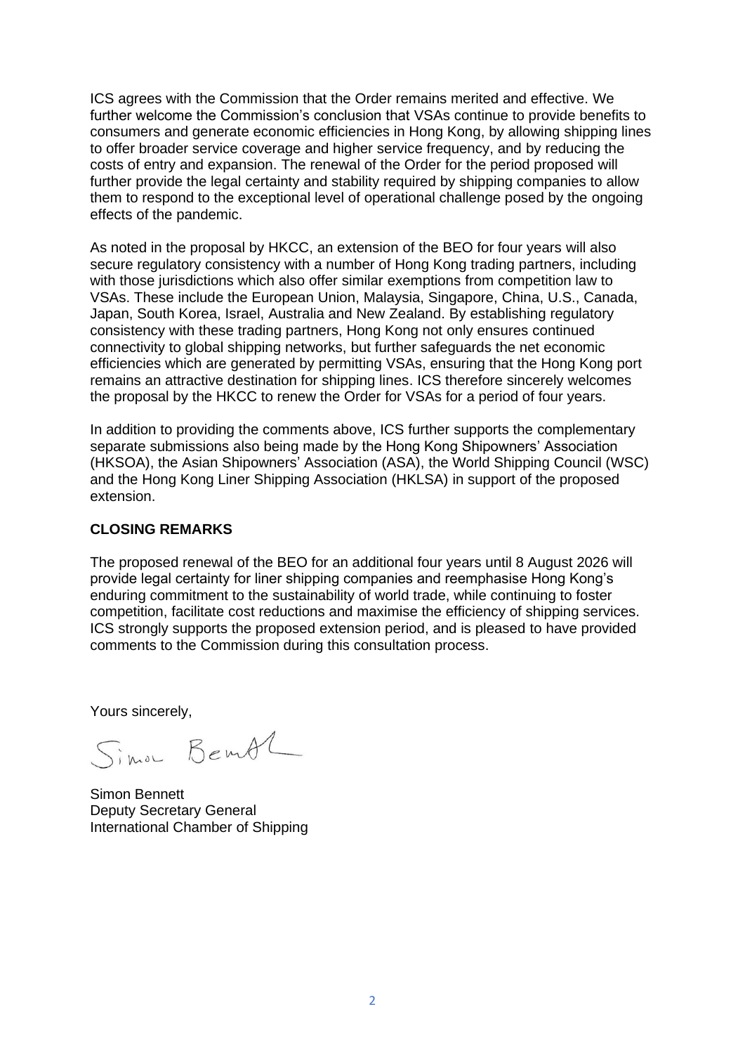ICS agrees with the Commission that the Order remains merited and effective. We further welcome the Commission's conclusion that VSAs continue to provide benefits to consumers and generate economic efficiencies in Hong Kong, by allowing shipping lines to offer broader service coverage and higher service frequency, and by reducing the costs of entry and expansion. The renewal of the Order for the period proposed will further provide the legal certainty and stability required by shipping companies to allow them to respond to the exceptional level of operational challenge posed by the ongoing effects of the pandemic.

As noted in the proposal by HKCC, an extension of the BEO for four years will also secure regulatory consistency with a number of Hong Kong trading partners, including with those jurisdictions which also offer similar exemptions from competition law to VSAs. These include the European Union, Malaysia, Singapore, China, U.S., Canada, Japan, South Korea, Israel, Australia and New Zealand. By establishing regulatory consistency with these trading partners, Hong Kong not only ensures continued connectivity to global shipping networks, but further safeguards the net economic efficiencies which are generated by permitting VSAs, ensuring that the Hong Kong port remains an attractive destination for shipping lines. ICS therefore sincerely welcomes the proposal by the HKCC to renew the Order for VSAs for a period of four years.

In addition to providing the comments above, ICS further supports the complementary separate submissions also being made by the Hong Kong Shipowners' Association (HKSOA), the Asian Shipowners' Association (ASA), the World Shipping Council (WSC) and the Hong Kong Liner Shipping Association (HKLSA) in support of the proposed extension.

**CLOSING REMARKS**

The proposed renewal of the BEO for an additional four years until 8 August 2026 will provide legal certainty for liner shipping companies and reemphasise Hong Kong's enduring commitment to the sustainability of world trade, while continuing to foster competition, facilitate cost reductions and maximise the efficiency of shipping services. ICS strongly supports the proposed extension period, and is pleased to have provided comments to the Commission during this consultation process.

Yours sincerely,

Simon Bennett
Deputy Secretary General
International Chamber of Shipping